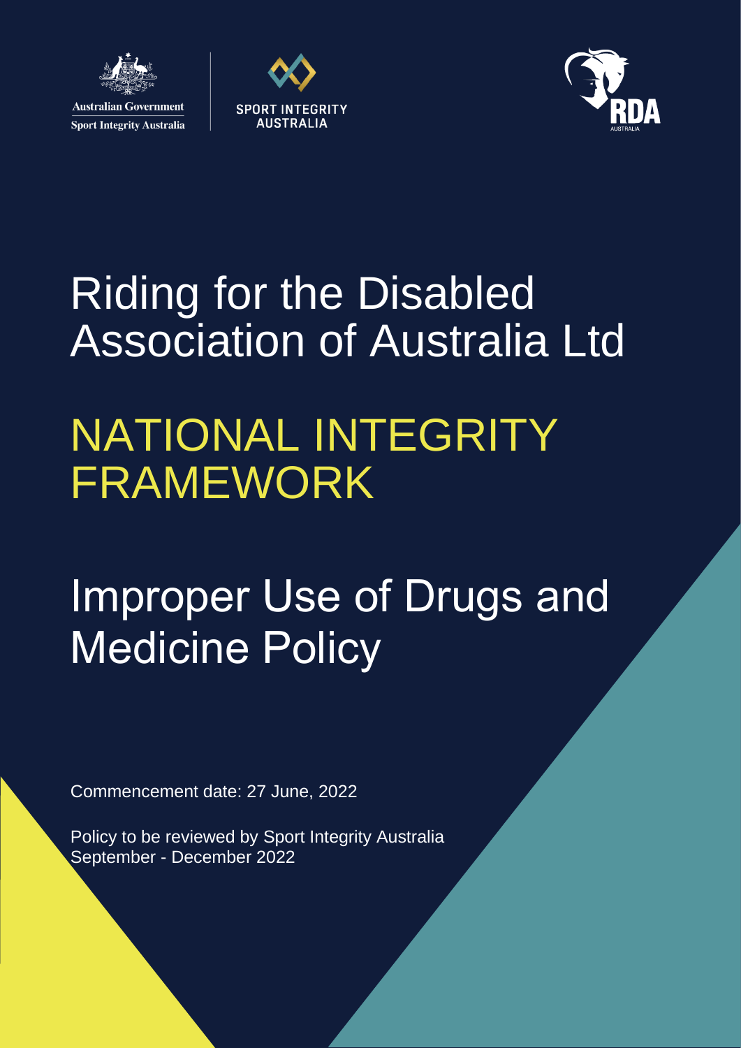Australian Government

Sport Integrity Australia

SPORT INTEGRITY AUSTRALIA

RDA AUSTRALIA

# Riding for the Disabled Association of Australia Ltd

# NATIONAL INTEGRITY FRAMEWORK

# Improper Use of Drugs and Medicine Policy

Commencement date: 27 June, 2022

Policy to be reviewed by Sport Integrity Australia September - December 2022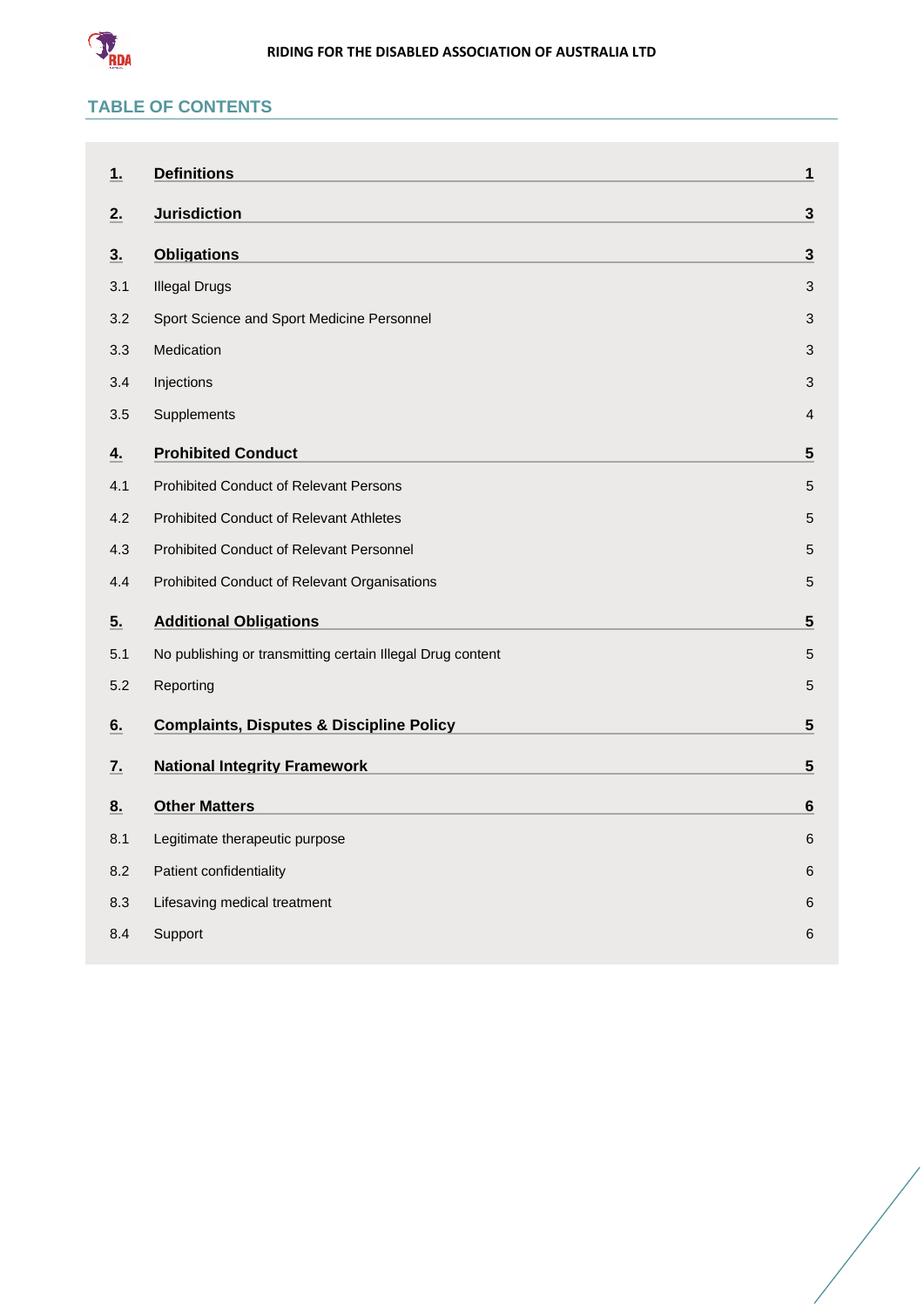## TABLE OF CONTENTS

| | | |
|---|---|---|
| **1.** | **Definitions** | **1** |
| **2.** | **Jurisdiction** | **3** |
| **3.** | **Obligations** | **3** |
| 3.1 | Illegal Drugs | 3 |
| 3.2 | Sport Science and Sport Medicine Personnel | 3 |
| 3.3 | Medication | 3 |
| 3.4 | Injections | 3 |
| 3.5 | Supplements | 4 |
| **4.** | **Prohibited Conduct** | **5** |
| 4.1 | Prohibited Conduct of Relevant Persons | 5 |
| 4.2 | Prohibited Conduct of Relevant Athletes | 5 |
| 4.3 | Prohibited Conduct of Relevant Personnel | 5 |
| 4.4 | Prohibited Conduct of Relevant Organisations | 5 |
| **5.** | **Additional Obligations** | **5** |
| 5.1 | No publishing or transmitting certain Illegal Drug content | 5 |
| 5.2 | Reporting | 5 |
| **6.** | **Complaints, Disputes & Discipline Policy** | **5** |
| **7.** | **National Integrity Framework** | **5** |
| **8.** | **Other Matters** | **6** |
| 8.1 | Legitimate therapeutic purpose | 6 |
| 8.2 | Patient confidentiality | 6 |
| 8.3 | Lifesaving medical treatment | 6 |
| 8.4 | Support | 6 |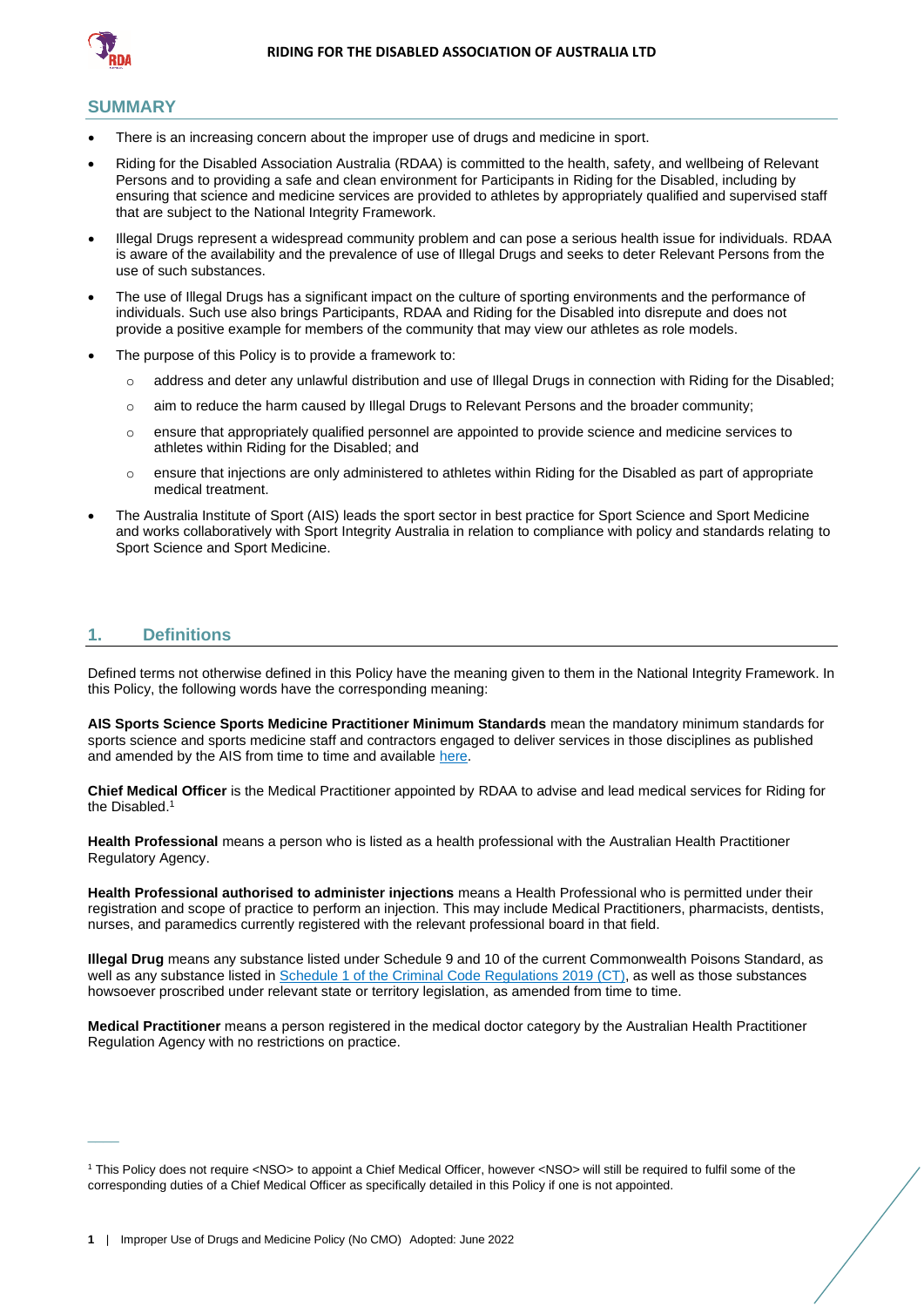## SUMMARY

- There is an increasing concern about the improper use of drugs and medicine in sport.
- Riding for the Disabled Association Australia (RDAA) is committed to the health, safety, and wellbeing of Relevant Persons and to providing a safe and clean environment for Participants in Riding for the Disabled, including by ensuring that science and medicine services are provided to athletes by appropriately qualified and supervised staff that are subject to the National Integrity Framework.
- Illegal Drugs represent a widespread community problem and can pose a serious health issue for individuals. RDAA is aware of the availability and the prevalence of use of Illegal Drugs and seeks to deter Relevant Persons from the use of such substances.
- The use of Illegal Drugs has a significant impact on the culture of sporting environments and the performance of individuals. Such use also brings Participants, RDAA and Riding for the Disabled into disrepute and does not provide a positive example for members of the community that may view our athletes as role models.
- The purpose of this Policy is to provide a framework to:
  - address and deter any unlawful distribution and use of Illegal Drugs in connection with Riding for the Disabled;
  - aim to reduce the harm caused by Illegal Drugs to Relevant Persons and the broader community;
  - ensure that appropriately qualified personnel are appointed to provide science and medicine services to athletes within Riding for the Disabled; and
  - ensure that injections are only administered to athletes within Riding for the Disabled as part of appropriate medical treatment.
- The Australia Institute of Sport (AIS) leads the sport sector in best practice for Sport Science and Sport Medicine and works collaboratively with Sport Integrity Australia in relation to compliance with policy and standards relating to Sport Science and Sport Medicine.

## 1. Definitions

Defined terms not otherwise defined in this Policy have the meaning given to them in the National Integrity Framework. In this Policy, the following words have the corresponding meaning:

**AIS Sports Science Sports Medicine Practitioner Minimum Standards** mean the mandatory minimum standards for sports science and sports medicine staff and contractors engaged to deliver services in those disciplines as published and amended by the AIS from time to time and available here.

**Chief Medical Officer** is the Medical Practitioner appointed by RDAA to advise and lead medical services for Riding for the Disabled.[1]

**Health Professional** means a person who is listed as a health professional with the Australian Health Practitioner Regulatory Agency.

**Health Professional authorised to administer injections** means a Health Professional who is permitted under their registration and scope of practice to perform an injection. This may include Medical Practitioners, pharmacists, dentists, nurses, and paramedics currently registered with the relevant professional board in that field.

**Illegal Drug** means any substance listed under Schedule 9 and 10 of the current Commonwealth Poisons Standard, as well as any substance listed in Schedule 1 of the Criminal Code Regulations 2019 (CT), as well as those substances howsoever proscribed under relevant state or territory legislation, as amended from time to time.

**Medical Practitioner** means a person registered in the medical doctor category by the Australian Health Practitioner Regulation Agency with no restrictions on practice.

---

[1] This Policy does not require <NSO> to appoint a Chief Medical Officer, however <NSO> will still be required to fulfil some of the corresponding duties of a Chief Medical Officer as specifically detailed in this Policy if one is not appointed.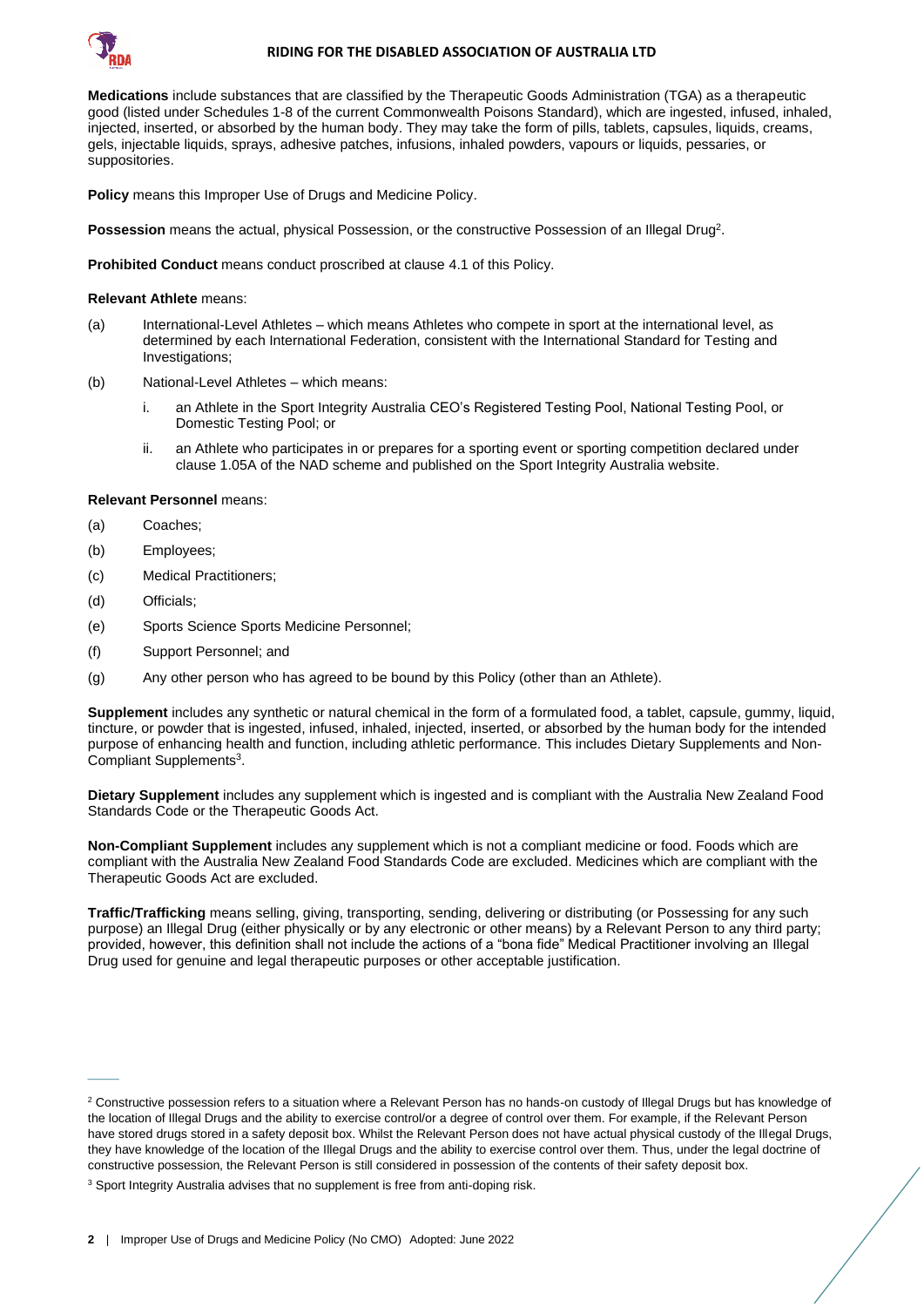**Medications** include substances that are classified by the Therapeutic Goods Administration (TGA) as a therapeutic good (listed under Schedules 1-8 of the current Commonwealth Poisons Standard), which are ingested, infused, inhaled, injected, inserted, or absorbed by the human body. They may take the form of pills, tablets, capsules, liquids, creams, gels, injectable liquids, sprays, adhesive patches, infusions, inhaled powders, vapours or liquids, pessaries, or suppositories.

**Policy** means this Improper Use of Drugs and Medicine Policy.

**Possession** means the actual, physical Possession, or the constructive Possession of an Illegal Drug[2].

**Prohibited Conduct** means conduct proscribed at clause 4.1 of this Policy.

**Relevant Athlete** means:

(a) International-Level Athletes – which means Athletes who compete in sport at the international level, as determined by each International Federation, consistent with the International Standard for Testing and Investigations;

(b) National-Level Athletes – which means:

  i. an Athlete in the Sport Integrity Australia CEO's Registered Testing Pool, National Testing Pool, or Domestic Testing Pool; or

  ii. an Athlete who participates in or prepares for a sporting event or sporting competition declared under clause 1.05A of the NAD scheme and published on the Sport Integrity Australia website.

**Relevant Personnel** means:

(a) Coaches;

(b) Employees;

(c) Medical Practitioners;

(d) Officials;

(e) Sports Science Sports Medicine Personnel;

(f) Support Personnel; and

(g) Any other person who has agreed to be bound by this Policy (other than an Athlete).

**Supplement** includes any synthetic or natural chemical in the form of a formulated food, a tablet, capsule, gummy, liquid, tincture, or powder that is ingested, infused, inhaled, injected, inserted, or absorbed by the human body for the intended purpose of enhancing health and function, including athletic performance. This includes Dietary Supplements and Non-Compliant Supplements[3].

**Dietary Supplement** includes any supplement which is ingested and is compliant with the Australia New Zealand Food Standards Code or the Therapeutic Goods Act.

**Non-Compliant Supplement** includes any supplement which is not a compliant medicine or food. Foods which are compliant with the Australia New Zealand Food Standards Code are excluded. Medicines which are compliant with the Therapeutic Goods Act are excluded.

**Traffic/Trafficking** means selling, giving, transporting, sending, delivering or distributing (or Possessing for any such purpose) an Illegal Drug (either physically or by any electronic or other means) by a Relevant Person to any third party; provided, however, this definition shall not include the actions of a "bona fide" Medical Practitioner involving an Illegal Drug used for genuine and legal therapeutic purposes or other acceptable justification.

---

[2] Constructive possession refers to a situation where a Relevant Person has no hands-on custody of Illegal Drugs but has knowledge of the location of Illegal Drugs and the ability to exercise control/or a degree of control over them. For example, if the Relevant Person have stored drugs stored in a safety deposit box. Whilst the Relevant Person does not have actual physical custody of the Illegal Drugs, they have knowledge of the location of the Illegal Drugs and the ability to exercise control over them. Thus, under the legal doctrine of constructive possession, the Relevant Person is still considered in possession of the contents of their safety deposit box.

[3] Sport Integrity Australia advises that no supplement is free from anti-doping risk.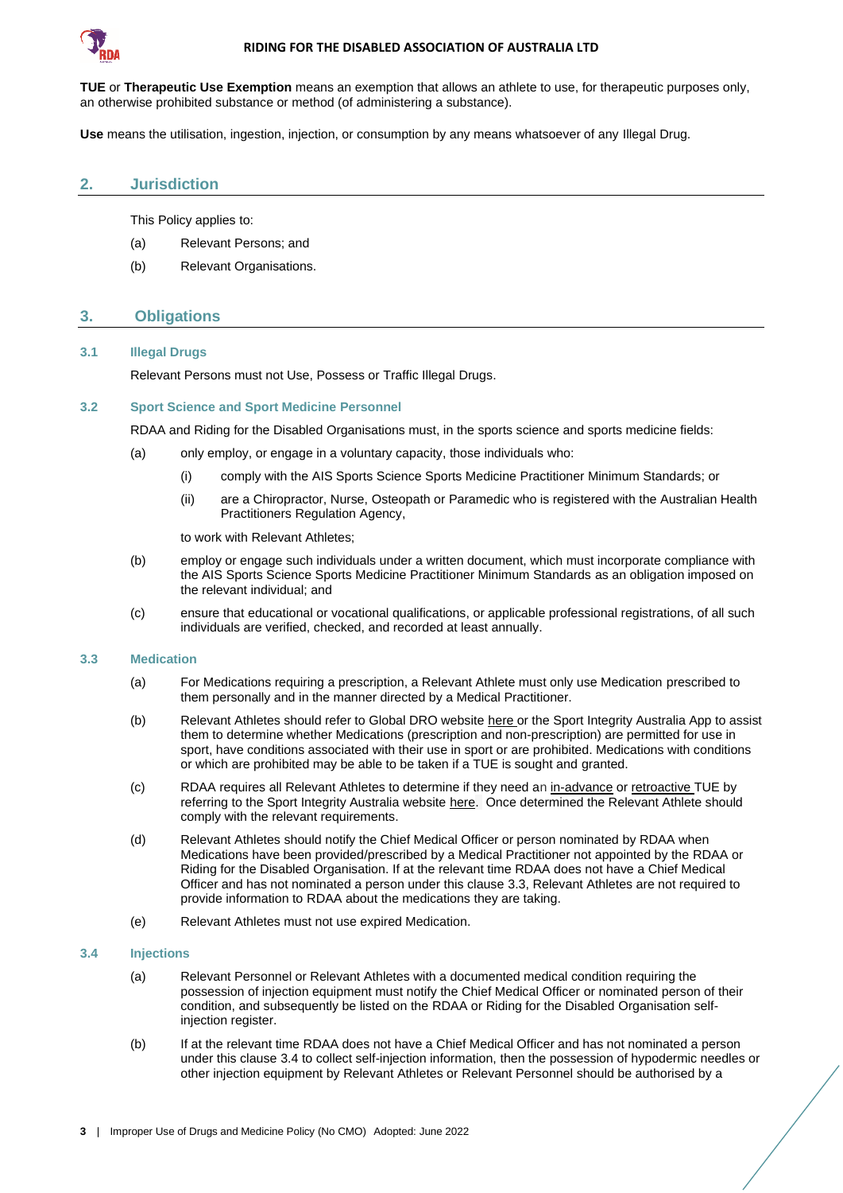**TUE** or **Therapeutic Use Exemption** means an exemption that allows an athlete to use, for therapeutic purposes only, an otherwise prohibited substance or method (of administering a substance).

**Use** means the utilisation, ingestion, injection, or consumption by any means whatsoever of any Illegal Drug.

## 2. Jurisdiction

This Policy applies to:

(a) Relevant Persons; and

(b) Relevant Organisations.

## 3. Obligations

### 3.1 Illegal Drugs

Relevant Persons must not Use, Possess or Traffic Illegal Drugs.

### 3.2 Sport Science and Sport Medicine Personnel

RDAA and Riding for the Disabled Organisations must, in the sports science and sports medicine fields:

(a) only employ, or engage in a voluntary capacity, those individuals who:

  (i) comply with the AIS Sports Science Sports Medicine Practitioner Minimum Standards; or

  (ii) are a Chiropractor, Nurse, Osteopath or Paramedic who is registered with the Australian Health Practitioners Regulation Agency,

  to work with Relevant Athletes;

(b) employ or engage such individuals under a written document, which must incorporate compliance with the AIS Sports Science Sports Medicine Practitioner Minimum Standards as an obligation imposed on the relevant individual; and

(c) ensure that educational or vocational qualifications, or applicable professional registrations, of all such individuals are verified, checked, and recorded at least annually.

### 3.3 Medication

(a) For Medications requiring a prescription, a Relevant Athlete must only use Medication prescribed to them personally and in the manner directed by a Medical Practitioner.

(b) Relevant Athletes should refer to Global DRO website here or the Sport Integrity Australia App to assist them to determine whether Medications (prescription and non-prescription) are permitted for use in sport, have conditions associated with their use in sport or are prohibited. Medications with conditions or which are prohibited may be able to be taken if a TUE is sought and granted.

(c) RDAA requires all Relevant Athletes to determine if they need an in-advance or retroactive TUE by referring to the Sport Integrity Australia website here. Once determined the Relevant Athlete should comply with the relevant requirements.

(d) Relevant Athletes should notify the Chief Medical Officer or person nominated by RDAA when Medications have been provided/prescribed by a Medical Practitioner not appointed by the RDAA or Riding for the Disabled Organisation. If at the relevant time RDAA does not have a Chief Medical Officer and has not nominated a person under this clause 3.3, Relevant Athletes are not required to provide information to RDAA about the medications they are taking.

(e) Relevant Athletes must not use expired Medication.

### 3.4 Injections

(a) Relevant Personnel or Relevant Athletes with a documented medical condition requiring the possession of injection equipment must notify the Chief Medical Officer or nominated person of their condition, and subsequently be listed on the RDAA or Riding for the Disabled Organisation self-injection register.

(b) If at the relevant time RDAA does not have a Chief Medical Officer and has not nominated a person under this clause 3.4 to collect self-injection information, then the possession of hypodermic needles or other injection equipment by Relevant Athletes or Relevant Personnel should be authorised by a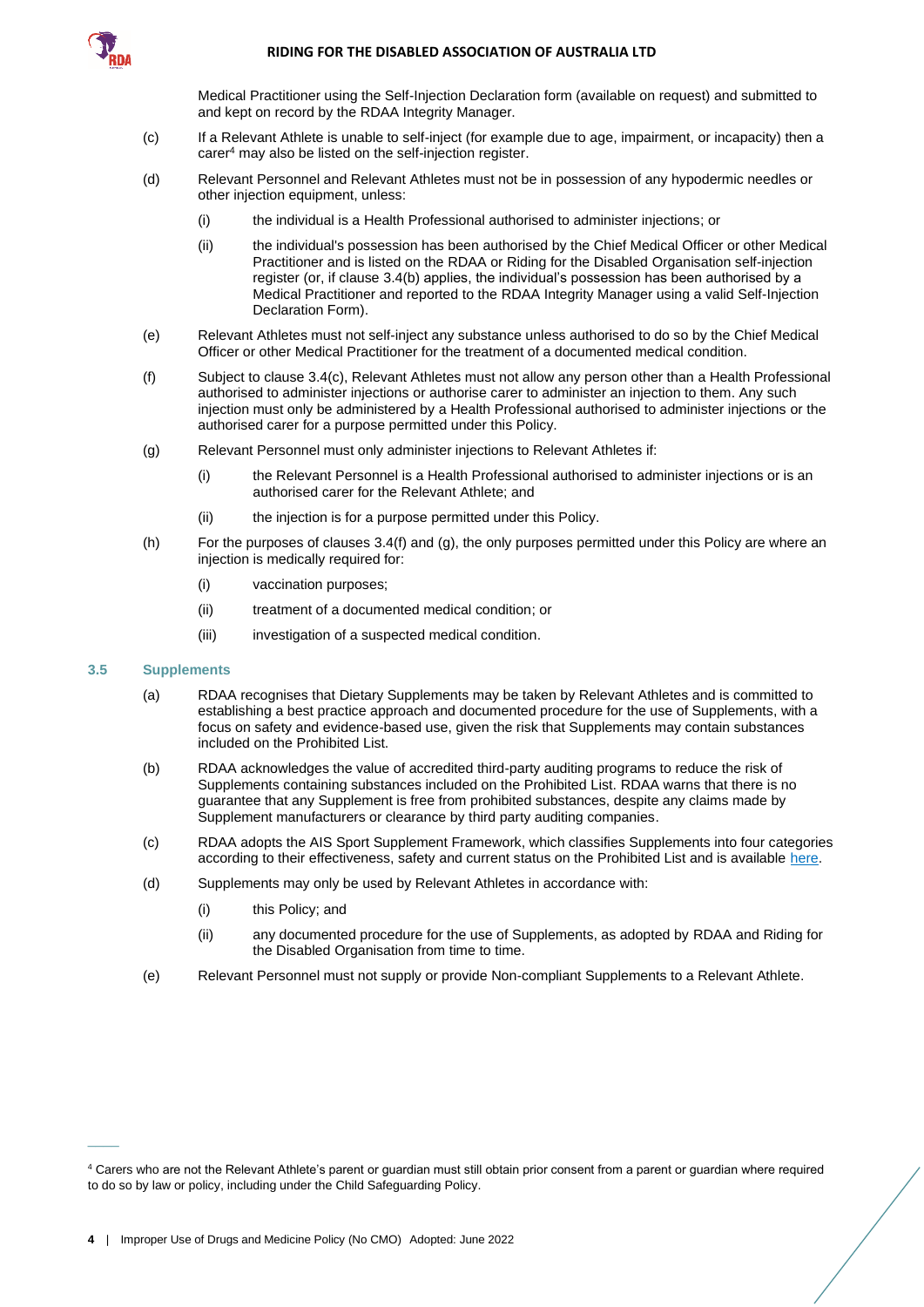Medical Practitioner using the Self-Injection Declaration form (available on request) and submitted to and kept on record by the RDAA Integrity Manager.

(c) If a Relevant Athlete is unable to self-inject (for example due to age, impairment, or incapacity) then a carer[4] may also be listed on the self-injection register.

(d) Relevant Personnel and Relevant Athletes must not be in possession of any hypodermic needles or other injection equipment, unless:

 (i) the individual is a Health Professional authorised to administer injections; or

 (ii) the individual's possession has been authorised by the Chief Medical Officer or other Medical Practitioner and is listed on the RDAA or Riding for the Disabled Organisation self-injection register (or, if clause 3.4(b) applies, the individual's possession has been authorised by a Medical Practitioner and reported to the RDAA Integrity Manager using a valid Self-Injection Declaration Form).

(e) Relevant Athletes must not self-inject any substance unless authorised to do so by the Chief Medical Officer or other Medical Practitioner for the treatment of a documented medical condition.

(f) Subject to clause 3.4(c), Relevant Athletes must not allow any person other than a Health Professional authorised to administer injections or authorise carer to administer an injection to them. Any such injection must only be administered by a Health Professional authorised to administer injections or the authorised carer for a purpose permitted under this Policy.

(g) Relevant Personnel must only administer injections to Relevant Athletes if:

 (i) the Relevant Personnel is a Health Professional authorised to administer injections or is an authorised carer for the Relevant Athlete; and

 (ii) the injection is for a purpose permitted under this Policy.

(h) For the purposes of clauses 3.4(f) and (g), the only purposes permitted under this Policy are where an injection is medically required for:

 (i) vaccination purposes;

 (ii) treatment of a documented medical condition; or

 (iii) investigation of a suspected medical condition.

### 3.5 Supplements

(a) RDAA recognises that Dietary Supplements may be taken by Relevant Athletes and is committed to establishing a best practice approach and documented procedure for the use of Supplements, with a focus on safety and evidence-based use, given the risk that Supplements may contain substances included on the Prohibited List.

(b) RDAA acknowledges the value of accredited third-party auditing programs to reduce the risk of Supplements containing substances included on the Prohibited List. RDAA warns that there is no guarantee that any Supplement is free from prohibited substances, despite any claims made by Supplement manufacturers or clearance by third party auditing companies.

(c) RDAA adopts the AIS Sport Supplement Framework, which classifies Supplements into four categories according to their effectiveness, safety and current status on the Prohibited List and is available here.

(d) Supplements may only be used by Relevant Athletes in accordance with:

 (i) this Policy; and

 (ii) any documented procedure for the use of Supplements, as adopted by RDAA and Riding for the Disabled Organisation from time to time.

(e) Relevant Personnel must not supply or provide Non-compliant Supplements to a Relevant Athlete.

---

[4] Carers who are not the Relevant Athlete's parent or guardian must still obtain prior consent from a parent or guardian where required to do so by law or policy, including under the Child Safeguarding Policy.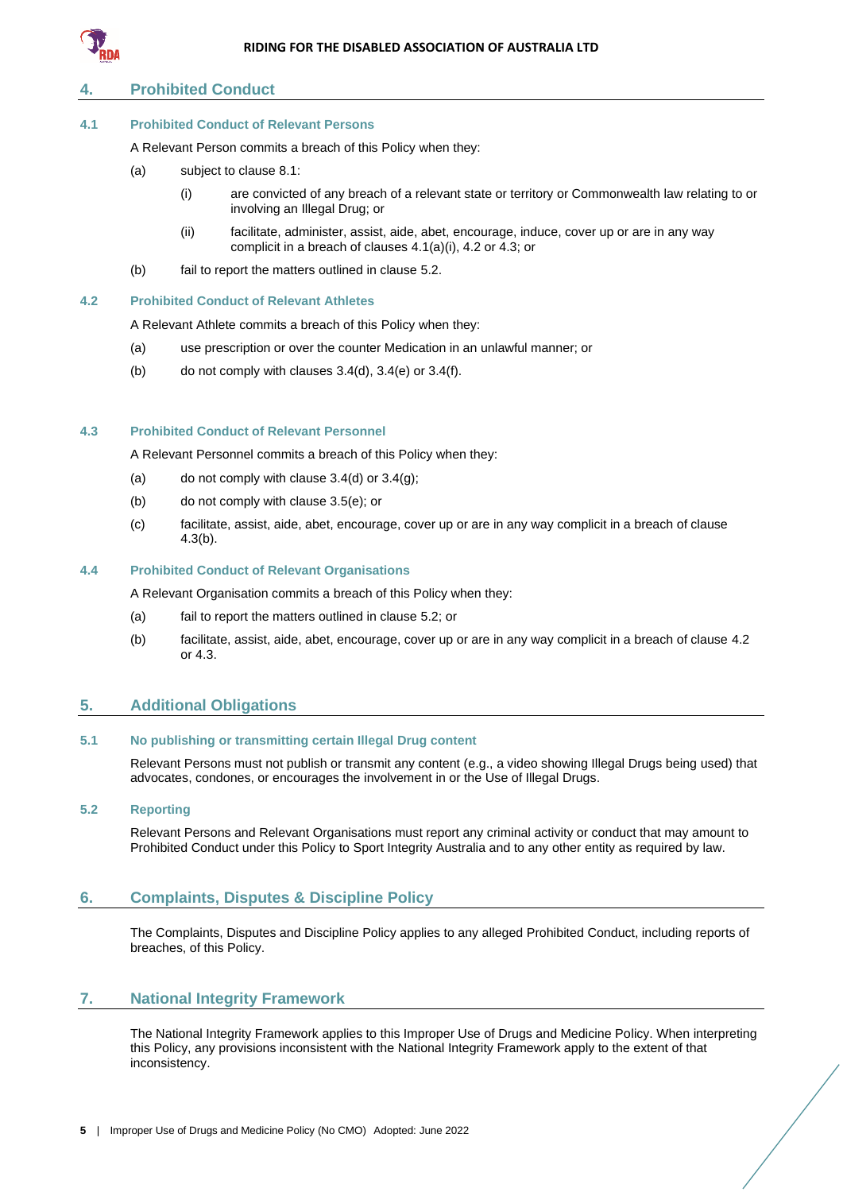## 4. Prohibited Conduct

### 4.1 Prohibited Conduct of Relevant Persons

A Relevant Person commits a breach of this Policy when they:

(a) subject to clause 8.1:

  (i) are convicted of any breach of a relevant state or territory or Commonwealth law relating to or involving an Illegal Drug; or

  (ii) facilitate, administer, assist, aide, abet, encourage, induce, cover up or are in any way complicit in a breach of clauses 4.1(a)(i), 4.2 or 4.3; or

(b) fail to report the matters outlined in clause 5.2.

### 4.2 Prohibited Conduct of Relevant Athletes

A Relevant Athlete commits a breach of this Policy when they:

(a) use prescription or over the counter Medication in an unlawful manner; or

(b) do not comply with clauses 3.4(d), 3.4(e) or 3.4(f).

### 4.3 Prohibited Conduct of Relevant Personnel

A Relevant Personnel commits a breach of this Policy when they:

(a) do not comply with clause 3.4(d) or 3.4(g);

(b) do not comply with clause 3.5(e); or

(c) facilitate, assist, aide, abet, encourage, cover up or are in any way complicit in a breach of clause 4.3(b).

### 4.4 Prohibited Conduct of Relevant Organisations

A Relevant Organisation commits a breach of this Policy when they:

(a) fail to report the matters outlined in clause 5.2; or

(b) facilitate, assist, aide, abet, encourage, cover up or are in any way complicit in a breach of clause 4.2 or 4.3.

## 5. Additional Obligations

### 5.1 No publishing or transmitting certain Illegal Drug content

Relevant Persons must not publish or transmit any content (e.g., a video showing Illegal Drugs being used) that advocates, condones, or encourages the involvement in or the Use of Illegal Drugs.

### 5.2 Reporting

Relevant Persons and Relevant Organisations must report any criminal activity or conduct that may amount to Prohibited Conduct under this Policy to Sport Integrity Australia and to any other entity as required by law.

## 6. Complaints, Disputes & Discipline Policy

The Complaints, Disputes and Discipline Policy applies to any alleged Prohibited Conduct, including reports of breaches, of this Policy.

## 7. National Integrity Framework

The National Integrity Framework applies to this Improper Use of Drugs and Medicine Policy. When interpreting this Policy, any provisions inconsistent with the National Integrity Framework apply to the extent of that inconsistency.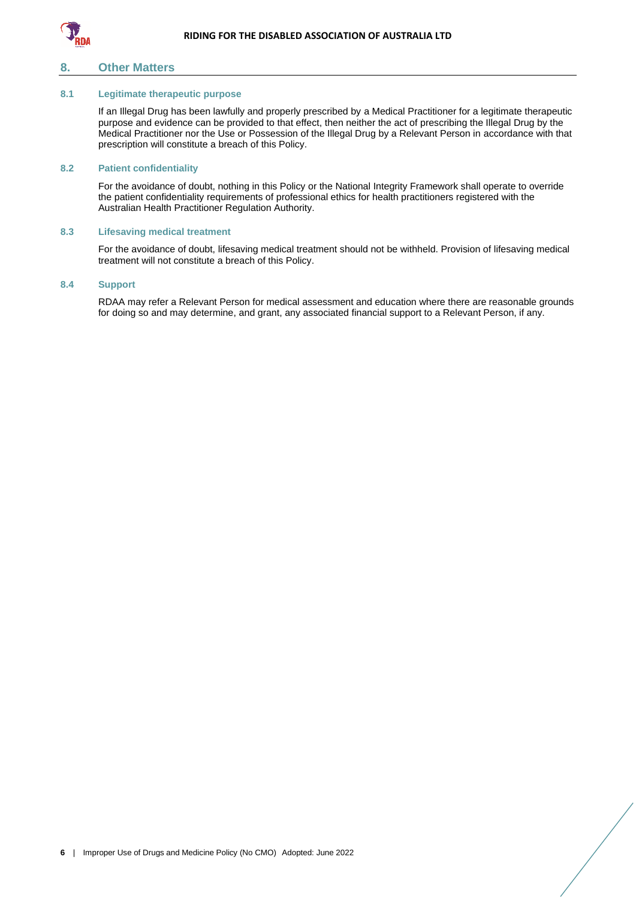## 8. Other Matters

### 8.1 Legitimate therapeutic purpose

If an Illegal Drug has been lawfully and properly prescribed by a Medical Practitioner for a legitimate therapeutic purpose and evidence can be provided to that effect, then neither the act of prescribing the Illegal Drug by the Medical Practitioner nor the Use or Possession of the Illegal Drug by a Relevant Person in accordance with that prescription will constitute a breach of this Policy.

### 8.2 Patient confidentiality

For the avoidance of doubt, nothing in this Policy or the National Integrity Framework shall operate to override the patient confidentiality requirements of professional ethics for health practitioners registered with the Australian Health Practitioner Regulation Authority.

### 8.3 Lifesaving medical treatment

For the avoidance of doubt, lifesaving medical treatment should not be withheld. Provision of lifesaving medical treatment will not constitute a breach of this Policy.

### 8.4 Support

RDAA may refer a Relevant Person for medical assessment and education where there are reasonable grounds for doing so and may determine, and grant, any associated financial support to a Relevant Person, if any.